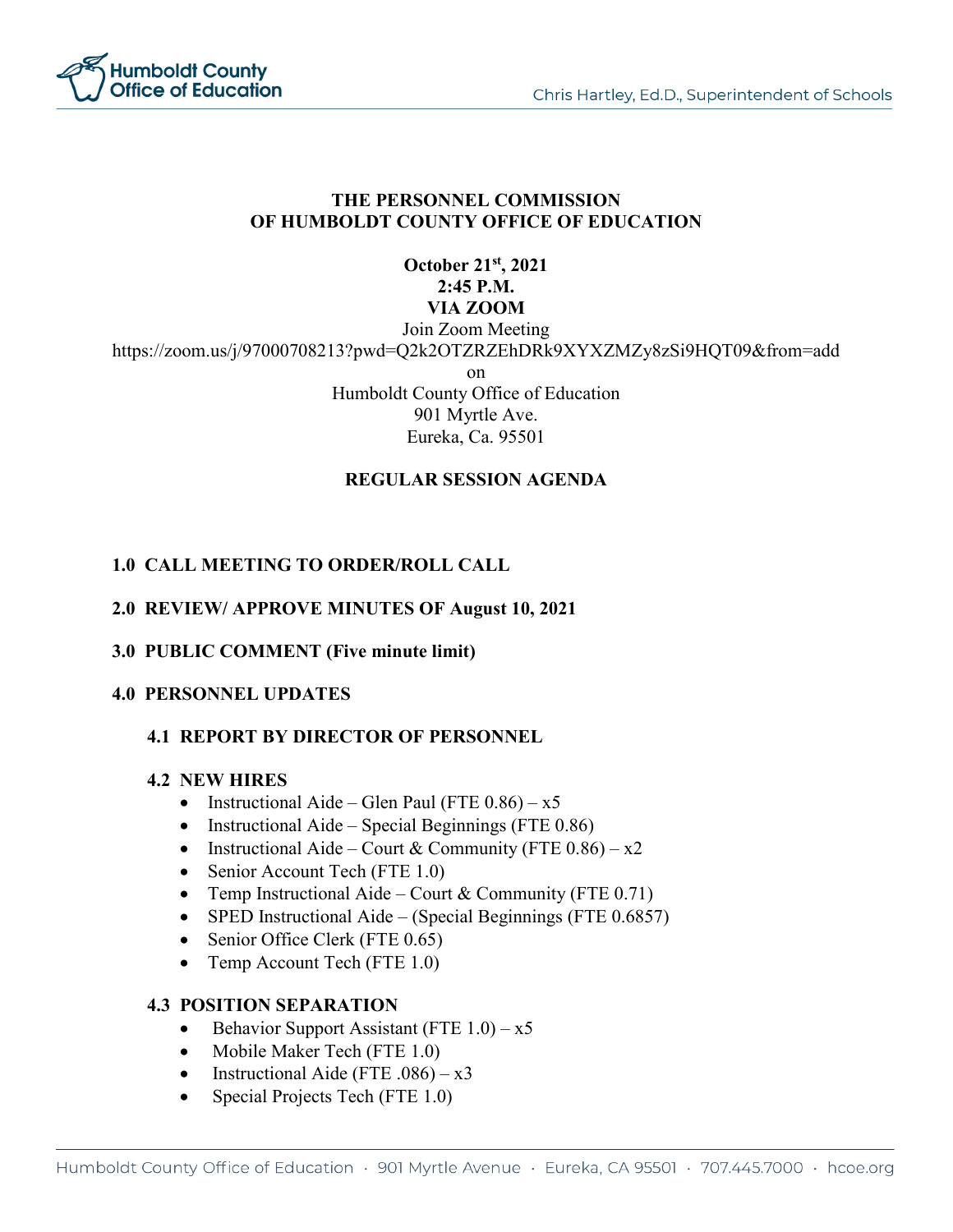# THE PERSONNEL COMMISSION
# OF HUMBOLDT COUNTY OFFICE OF EDUCATION

**October 21st, 2021**
**2:45 P.M.**
**VIA ZOOM**

Join Zoom Meeting
https://zoom.us/j/97000708213?pwd=Q2k2OTZRZEhDRk9XYXZMZy8zSi9HQT09&from=add
on
Humboldt County Office of Education
901 Myrtle Ave.
Eureka, Ca. 95501

**REGULAR SESSION AGENDA**

**1.0 CALL MEETING TO ORDER/ROLL CALL**

**2.0 REVIEW/ APPROVE MINUTES OF August 10, 2021**

**3.0 PUBLIC COMMENT (Five minute limit)**

**4.0 PERSONNEL UPDATES**

**4.1 REPORT BY DIRECTOR OF PERSONNEL**

**4.2 NEW HIRES**

- Instructional Aide – Glen Paul (FTE 0.86) – x5
- Instructional Aide – Special Beginnings (FTE 0.86)
- Instructional Aide – Court & Community (FTE 0.86) – x2
- Senior Account Tech (FTE 1.0)
- Temp Instructional Aide – Court & Community (FTE 0.71)
- SPED Instructional Aide – (Special Beginnings (FTE 0.6857)
- Senior Office Clerk (FTE 0.65)
- Temp Account Tech (FTE 1.0)

**4.3 POSITION SEPARATION**

- Behavior Support Assistant (FTE 1.0) – x5
- Mobile Maker Tech (FTE 1.0)
- Instructional Aide (FTE .086) – x3
- Special Projects Tech (FTE 1.0)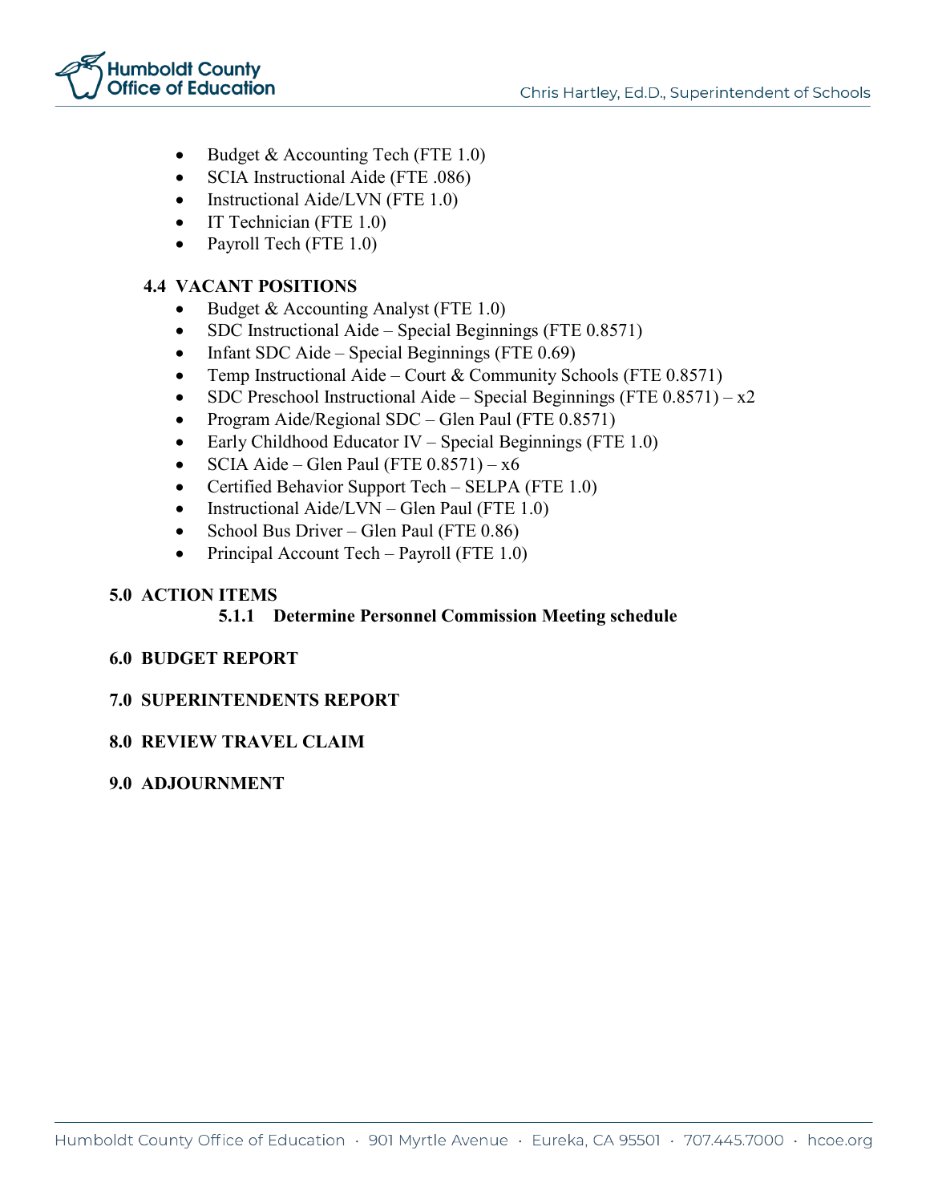- Budget & Accounting Tech (FTE 1.0)
- SCIA Instructional Aide (FTE .086)
- Instructional Aide/LVN (FTE 1.0)
- IT Technician (FTE 1.0)
- Payroll Tech (FTE 1.0)

### 4.4 VACANT POSITIONS

- Budget & Accounting Analyst (FTE 1.0)
- SDC Instructional Aide – Special Beginnings (FTE 0.8571)
- Infant SDC Aide – Special Beginnings (FTE 0.69)
- Temp Instructional Aide – Court & Community Schools (FTE 0.8571)
- SDC Preschool Instructional Aide – Special Beginnings (FTE 0.8571) – x2
- Program Aide/Regional SDC – Glen Paul (FTE 0.8571)
- Early Childhood Educator IV – Special Beginnings (FTE 1.0)
- SCIA Aide – Glen Paul (FTE 0.8571) – x6
- Certified Behavior Support Tech – SELPA (FTE 1.0)
- Instructional Aide/LVN – Glen Paul (FTE 1.0)
- School Bus Driver – Glen Paul (FTE 0.86)
- Principal Account Tech – Payroll (FTE 1.0)

## 5.0 ACTION ITEMS

**5.1.1 Determine Personnel Commission Meeting schedule**

## 6.0 BUDGET REPORT

## 7.0 SUPERINTENDENTS REPORT

## 8.0 REVIEW TRAVEL CLAIM

## 9.0 ADJOURNMENT